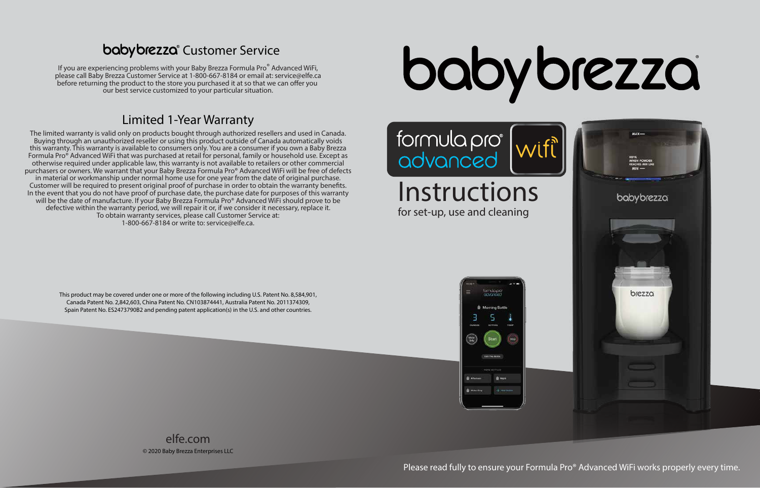## babybrezza® Customer Service

If you are experiencing problems with your Baby Brezza Formula Pro® Advanced WiFi, please call Baby Brezza Customer Service at 1-800-667-8184 or email at: service@elfe.ca before returning the product to the store you purchased it at so that we can offer you our best service customized to your particular situation.

## Limited 1-Year Warranty

The limited warranty is valid only on products bought through authorized resellers and used in Canada. Buying through an unauthorized reseller or using this product outside of Canada automatically voids this warranty. This warranty is available to consumers only. You are a consumer if you own a Baby Brezza Formula Pro® Advanced WiFi that was purchased at retail for personal, family or household use. Except as otherwise required under applicable law, this warranty is not available to retailers or other commercial purchasers or owners. We warrant that your Baby Brezza Formula Pro® Advanced WiFi will be free of defects in material or workmanship under normal home use for one year from the date of original purchase. Customer will be required to present original proof of purchase in order to obtain the warranty benefits. In the event that you do not have proof of purchase date, the purchase date for purposes of this warranty will be the date of manufacture. If your Baby Brezza Formula Pro® Advanced WiFi should prove to be defective within the warranty period, we will repair it or, if we consider it necessary, replace it. To obtain warranty services, please call Customer Service at: 1-800-667-8184 or write to: service@elfe.ca.

This product may be covered under one or more of the following including U.S. Patent No. 8,584,901, Canada Patent No. 2,842,603, China Patent No. CN103874441, Australia Patent No. 2011374309, Spain Patent No. ES2473790B2 and pending patent application(s) in the U.S. and other countries.

elfe.com

© 2020 Baby Brezza Enterprises LLC

# babybrezza®

## formula pro® advanced wifi

# Instructions

for set-up, use and cleaning

Please read fully to ensure your Formula Pro® Advanced WiFi works properly every time.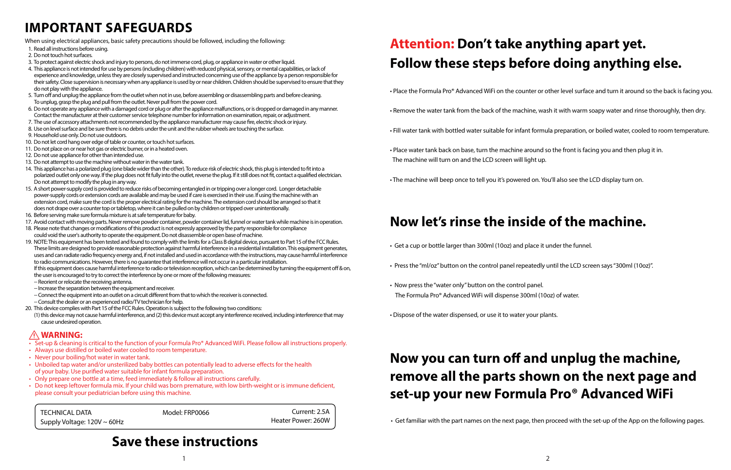# IMPORTANT SAFEGUARDS

When using electrical appliances, basic safety precautions should be followed, including the following:

1. Read all instructions before using.
2. Do not touch hot surfaces.
3. To protect against electric shock and injury to persons, do not immerse cord, plug, or appliance in water or other liquid.
4. This appliance is not intended for use by persons (including children) with reduced physical, sensory, or mental capabilities, or lack of experience and knowledge, unless they are closely supervised and instructed concerning use of the appliance by a person responsible for their safety. Close supervision is necessary when any appliance is used by or near children. Children should be supervised to ensure that they do not play with the appliance.
5. Turn off and unplug the appliance from the outlet when not in use, before assembling or disassembling parts and before cleaning. To unplug, grasp the plug and pull from the outlet. Never pull from the power cord.
6. Do not operate any appliance with a damaged cord or plug or after the appliance malfunctions, or is dropped or damaged in any manner. Contact the manufacturer at their customer service telephone number for information on examination, repair, or adjustment.
7. The use of accessory attachments not recommended by the appliance manufacturer may cause fire, electric shock or injury.
8. Use on level surface and be sure there is no debris under the unit and the rubber wheels are touching the surface.
9. Household use only. Do not use outdoors.
10. Do not let cord hang over edge of table or counter, or touch hot surfaces.
11. Do not place on or near hot gas or electric burner, or in a heated oven.
12. Do not use appliance for other than intended use.
13. Do not attempt to use the machine without water in the water tank.
14. This appliance has a polarized plug (one blade wider than the other). To reduce risk of electric shock, this plug is intended to fit into a polarized outlet only one way. If the plug does not fit fully into the outlet, reverse the plug. If it still does not fit, contact a qualified electrician. Do not attempt to modify the plug in any way.
15. A short power-supply cord is provided to reduce risks of becoming entangled in or tripping over a longer cord. Longer detachable power-supply cords or extension cords are available and may be used if care is exercised in their use. If using the machine with an extension cord, make sure the cord is the proper electrical rating for the machine. The extension cord should be arranged so that it does not drape over a counter top or tabletop, where it can be pulled on by children or tripped over unintentionally.
16. Before serving make sure formula mixture is at safe temperature for baby.
17. Avoid contact with moving parts. Never remove powder container, powder container lid, funnel or water tank while machine is in operation.
18. Please note that changes or modifications of this product is not expressly approved by the party responsible for compliance could void the user's authority to operate the equipment. Do not disassemble or open base of machine.
19. NOTE: This equipment has been tested and found to comply with the limits for a Class B digital device, pursuant to Part 15 of the FCC Rules. These limits are designed to provide reasonable protection against harmful interference in a residential installation. This equipment generates, uses and can radiate radio frequency energy and, if not installed and used in accordance with the instructions, may cause harmful interference to radio communications. However, there is no guarantee that interference will not occur in a particular installation. If this equipment does cause harmful interference to radio or television reception, which can be determined by turning the equipment off & on, the user is encouraged to try to correct the interference by one or more of the following measures:
    – Reorient or relocate the receiving antenna.
    – Increase the separation between the equipment and receiver.
    – Connect the equipment into an outlet on a circuit different from that to which the receiver is connected.
    – Consult the dealer or an experienced radio/TV technician for help.
20. This device complies with Part 15 of the FCC Rules. Operation is subject to the following two conditions:
    (1) this device may not cause harmful interference, and (2) this device must accept any interference received, including interference that may cause undesired operation.

### ⚠ WARNING:

- Set-up & cleaning is critical to the function of your Formula Pro® Advanced WiFi. Please follow all instructions properly.
- Always use distilled or boiled water cooled to room temperature.
- Never pour boiling/hot water in water tank.
- Unboiled tap water and/or unsterilized baby bottles can potentially lead to adverse effects for the health of your baby. Use purified water suitable for infant formula preparation.
- Only prepare one bottle at a time, feed immediately & follow all instructions carefully.
- Do not keep leftover formula mix. If your child was born premature, with low birth-weight or is immune deficient, please consult your pediatrician before using this machine.

| TECHNICAL DATA | Model: FRP0066 | Current: 2.5A |
|---|---|---|
| Supply Voltage: 120V ~ 60Hz | | Heater Power: 260W |

## Save these instructions

# Attention: Don't take anything apart yet. Follow these steps before doing anything else.

- Place the Formula Pro® Advanced WiFi on the counter or other level surface and turn it around so the back is facing you.
- Remove the water tank from the back of the machine, wash it with warm soapy water and rinse thoroughly, then dry.
- Fill water tank with bottled water suitable for infant formula preparation, or boiled water, cooled to room temperature.
- Place water tank back on base, turn the machine around so the front is facing you and then plug it in. The machine will turn on and the LCD screen will light up.
- The machine will beep once to tell you it's powered on. You'll also see the LCD display turn on.

# Now let's rinse the inside of the machine.

- Get a cup or bottle larger than 300ml (10oz) and place it under the funnel.
- Press the "ml/oz" button on the control panel repeatedly until the LCD screen says "300ml (10oz)".
- Now press the "water only" button on the control panel. The Formula Pro® Advanced WiFi will dispense 300ml (10oz) of water.
- Dispose of the water dispensed, or use it to water your plants.

# Now you can turn off and unplug the machine, remove all the parts shown on the next page and set-up your new Formula Pro® Advanced WiFi

- Get familiar with the part names on the next page, then proceed with the set-up of the App on the following pages.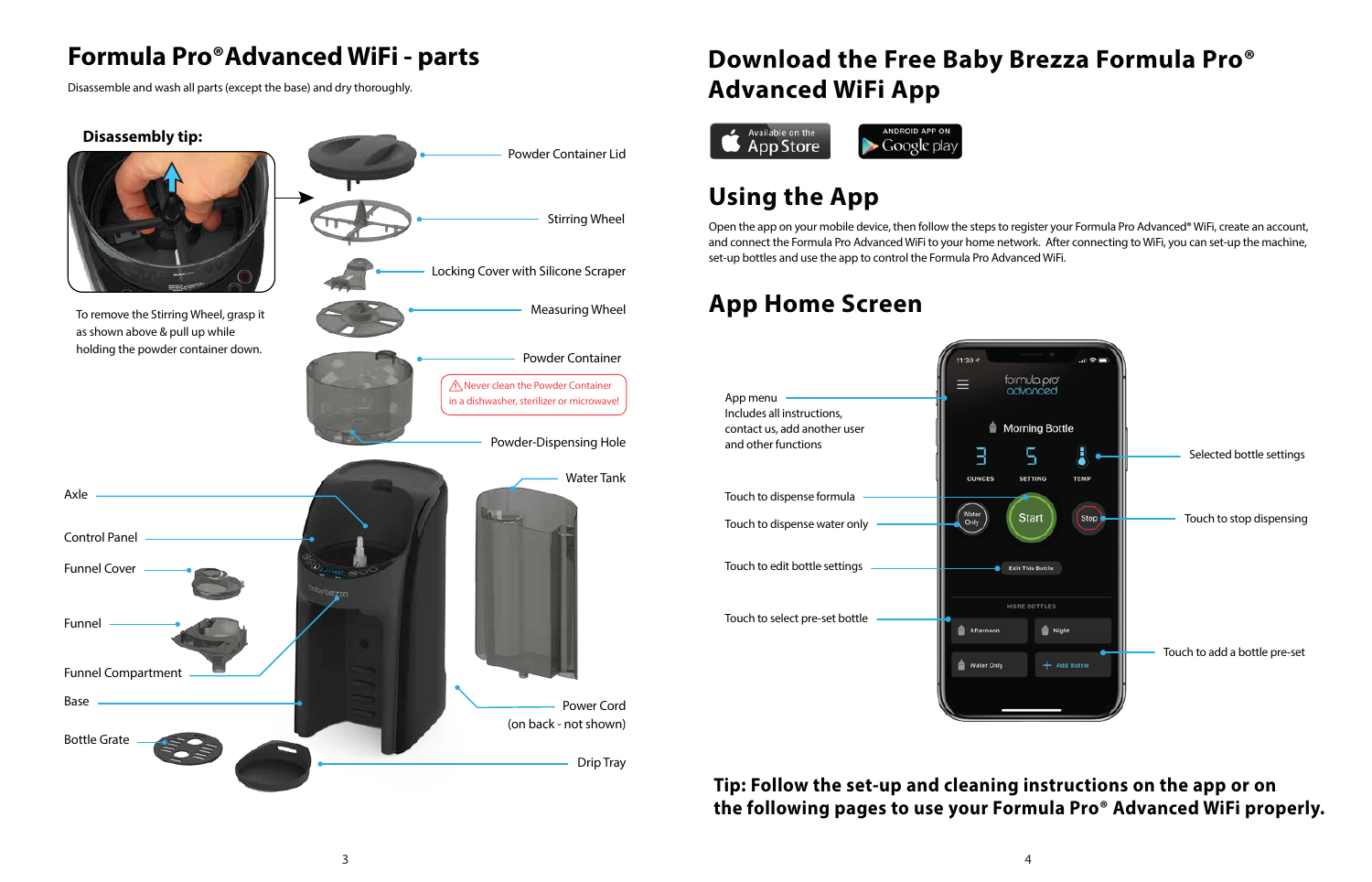# Formula Pro® Advanced WiFi - parts

Disassemble and wash all parts (except the base) and dry thoroughly.

**Disassembly tip:**

To remove the Stirring Wheel, grasp it as shown above & pull up while holding the powder container down.

- Powder Container Lid
- Stirring Wheel
- Locking Cover with Silicone Scraper
- Measuring Wheel
- Powder Container

⚠ Never clean the Powder Container in a dishwasher, sterilizer or microwave!

- Powder-Dispensing Hole
- Water Tank
- Axle
- Control Panel
- Funnel Cover
- Funnel
- Funnel Compartment
- Base
- Power Cord (on back - not shown)
- Bottle Grate
- Drip Tray

# Download the Free Baby Brezza Formula Pro® Advanced WiFi App

Available on the App Store

ANDROID APP ON Google play

# Using the App

Open the app on your mobile device, then follow the steps to register your Formula Pro Advanced® WiFi, create an account, and connect the Formula Pro Advanced WiFi to your home network. After connecting to WiFi, you can set-up the machine, set-up bottles and use the app to control the Formula Pro Advanced WiFi.

# App Home Screen

- App menu: Includes all instructions, contact us, add another user and other functions
- Selected bottle settings
- Touch to dispense formula
- Touch to dispense water only
- Touch to stop dispensing
- Touch to edit bottle settings
- Touch to select pre-set bottle
- Touch to add a bottle pre-set

**Tip: Follow the set-up and cleaning instructions on the app or on the following pages to use your Formula Pro® Advanced WiFi properly.**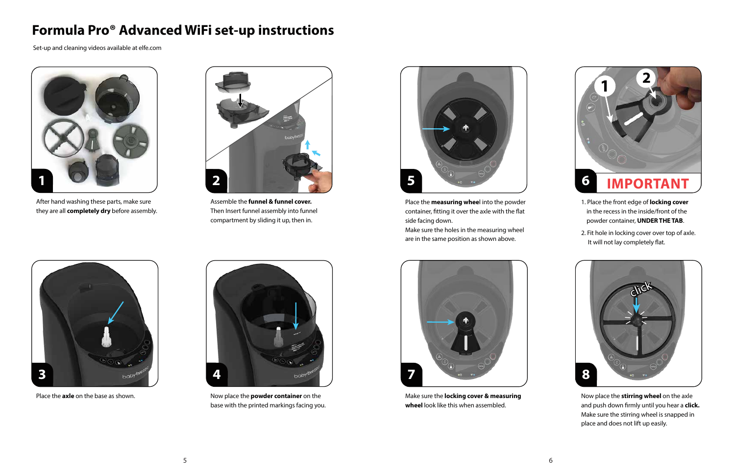# Formula Pro® Advanced WiFi set-up instructions

Set-up and cleaning videos available at elfe.com

**1**

After hand washing these parts, make sure they are all **completely dry** before assembly.

**2**

Assemble the **funnel & funnel cover.**
Then Insert funnel assembly into funnel compartment by sliding it up, then in.

**3**

Place the **axle** on the base as shown.

**4**

Now place the **powder container** on the base with the printed markings facing you.

**5**

Place the **measuring wheel** into the powder container, fitting it over the axle with the flat side facing down.
Make sure the holes in the measuring wheel are in the same position as shown above.

**6 IMPORTANT**

1. Place the front edge of **locking cover** in the recess in the inside/front of the powder container, **UNDER THE TAB**.
2. Fit hole in locking cover over top of axle. It will not lay completely flat.

**7**

Make sure the **locking cover & measuring wheel** look like this when assembled.

**8**

Now place the **stirring wheel** on the axle and push down firmly until you hear a **click.**
Make sure the stirring wheel is snapped in place and does not lift up easily.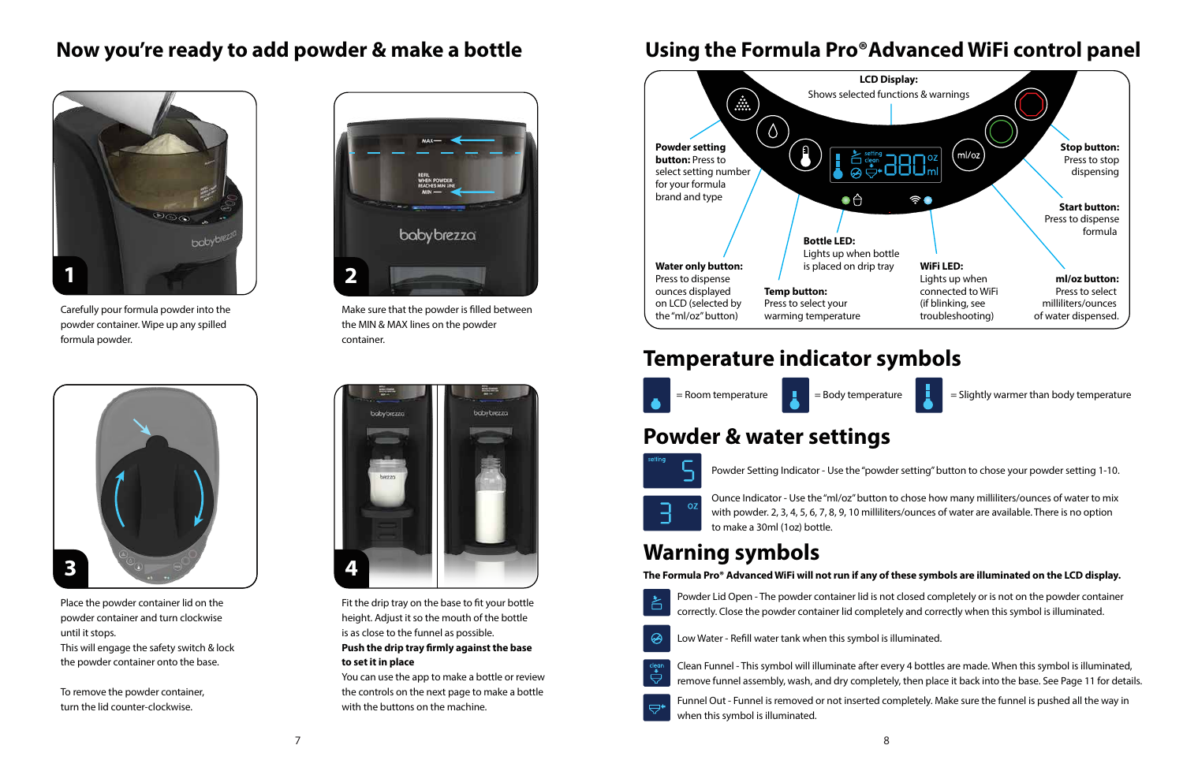# Now you're ready to add powder & make a bottle

**1**

Carefully pour formula powder into the powder container. Wipe up any spilled formula powder.

**2**

Make sure that the powder is filled between the MIN & MAX lines on the powder container.

**3**

Place the powder container lid on the powder container and turn clockwise until it stops.
This will engage the safety switch & lock the powder container onto the base.

To remove the powder container, turn the lid counter-clockwise.

**4**

Fit the drip tray on the base to fit your bottle height. Adjust it so the mouth of the bottle is as close to the funnel as possible.
**Push the drip tray firmly against the base to set it in place**
You can use the app to make a bottle or review the controls on the next page to make a bottle with the buttons on the machine.

# Using the Formula Pro® Advanced WiFi control panel

**LCD Display:** Shows selected functions & warnings

**Powder setting button:** Press to select setting number for your formula brand and type

**Water only button:** Press to dispense ounces displayed on LCD (selected by the "ml/oz" button)

**Temp button:** Press to select your warming temperature

**Bottle LED:** Lights up when bottle is placed on drip tray

**WiFi LED:** Lights up when connected to WiFi (if blinking, see troubleshooting)

**ml/oz button:** Press to select milliliters/ounces of water dispensed.

**Start button:** Press to dispense formula

**Stop button:** Press to stop dispensing

## Temperature indicator symbols

= Room temperature = Body temperature = Slightly warmer than body temperature

## Powder & water settings

Powder Setting Indicator - Use the "powder setting" button to chose your powder setting 1-10.

Ounce Indicator - Use the "ml/oz" button to chose how many milliliters/ounces of water to mix with powder. 2, 3, 4, 5, 6, 7, 8, 9, 10 milliliters/ounces of water are available. There is no option to make a 30ml (1oz) bottle.

## Warning symbols

**The Formula Pro® Advanced WiFi will not run if any of these symbols are illuminated on the LCD display.**

Powder Lid Open - The powder container lid is not closed completely or is not on the powder container correctly. Close the powder container lid completely and correctly when this symbol is illuminated.

Low Water - Refill water tank when this symbol is illuminated.

Clean Funnel - This symbol will illuminate after every 4 bottles are made. When this symbol is illuminated, remove funnel assembly, wash, and dry completely, then place it back into the base. See Page 11 for details.

Funnel Out - Funnel is removed or not inserted completely. Make sure the funnel is pushed all the way in when this symbol is illuminated.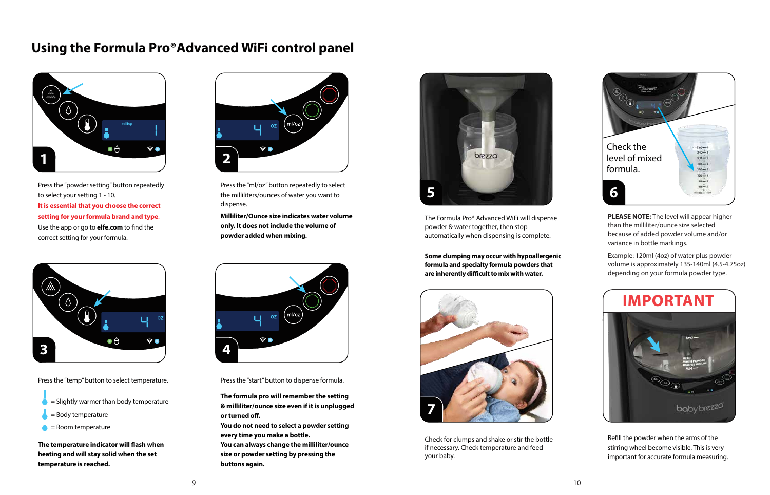# Using the Formula Pro® Advanced WiFi control panel

**1**

Press the "powder setting" button repeatedly to select your setting 1 - 10.

**It is essential that you choose the correct setting for your formula brand and type.**

Use the app or go to **elfe.com** to find the correct setting for your formula.

**2**

Press the "ml/oz" button repeatedly to select the milliliters/ounces of water you want to dispense.

**Milliliter/Ounce size indicates water volume only. It does not include the volume of powder added when mixing.**

**3**

Press the "temp" button to select temperature.

- = Slightly warmer than body temperature
- = Body temperature
- = Room temperature

**The temperature indicator will flash when heating and will stay solid when the set temperature is reached.**

**4**

Press the "start" button to dispense formula.

**The formula pro will remember the setting & milliliter/ounce size even if it is unplugged or turned off.**
**You do not need to select a powder setting every time you make a bottle.**
**You can always change the milliliter/ounce size or powder setting by pressing the buttons again.**

**5**

The Formula Pro® Advanced WiFi will dispense powder & water together, then stop automatically when dispensing is complete.

**Some clumping may occur with hypoallergenic formula and specialty formula powders that are inherently difficult to mix with water.**

**6**

Check the level of mixed formula.

**PLEASE NOTE:** The level will appear higher than the milliliter/ounce size selected because of added powder volume and/or variance in bottle markings.

Example: 120ml (4oz) of water plus powder volume is approximately 135-140ml (4.5-4.75oz) depending on your formula powder type.

**7**

Check for clumps and shake or stir the bottle if necessary. Check temperature and feed your baby.

## IMPORTANT

Refill the powder when the arms of the stirring wheel become visible. This is very important for accurate formula measuring.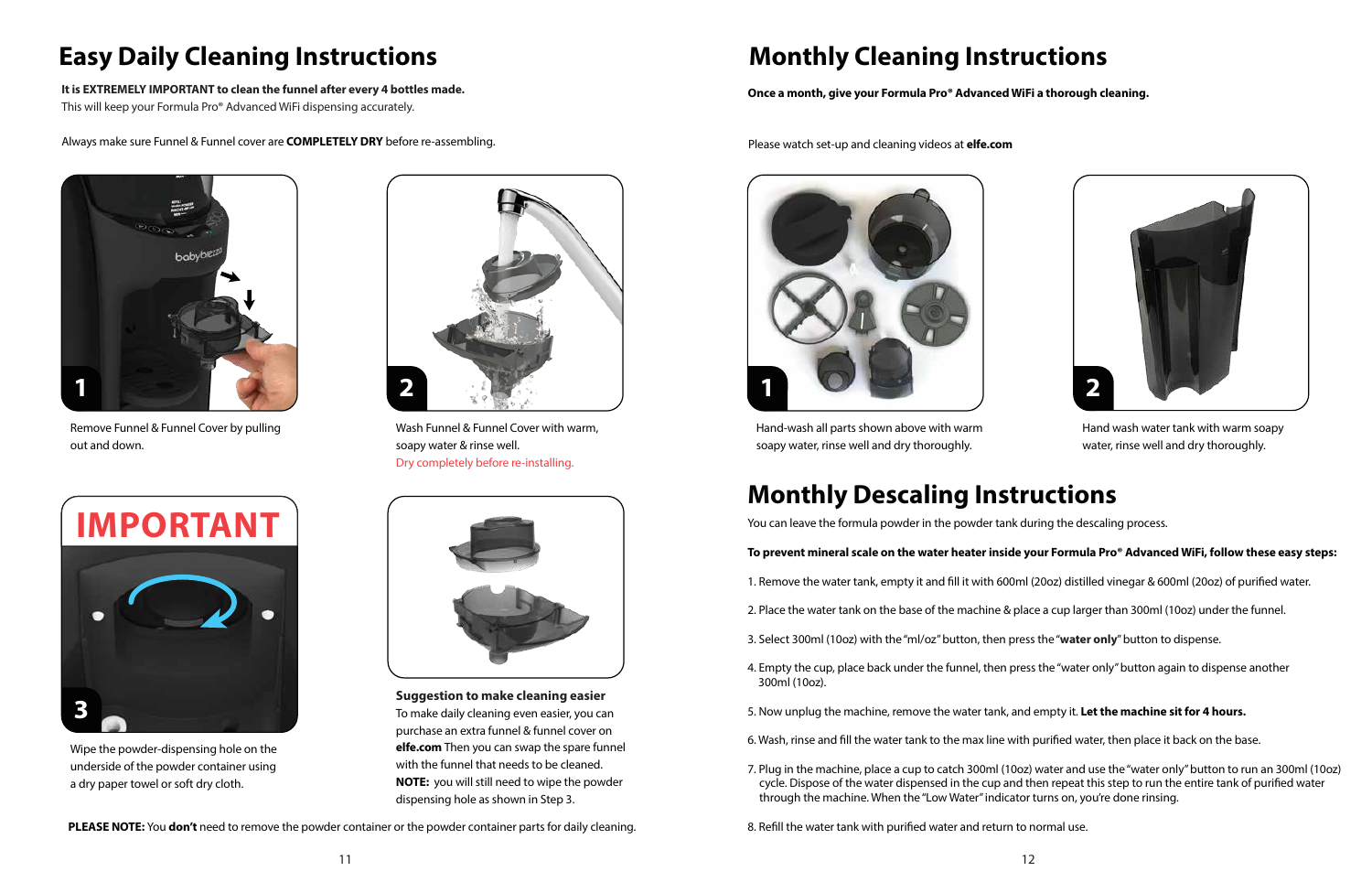# Easy Daily Cleaning Instructions

**It is EXTREMELY IMPORTANT to clean the funnel after every 4 bottles made.**
This will keep your Formula Pro® Advanced WiFi dispensing accurately.

Always make sure Funnel & Funnel cover are **COMPLETELY DRY** before re-assembling.

1. Remove Funnel & Funnel Cover by pulling out and down.

2. Wash Funnel & Funnel Cover with warm, soapy water & rinse well.
Dry completely before re-installing.

**IMPORTANT**

3. Wipe the powder-dispensing hole on the underside of the powder container using a dry paper towel or soft dry cloth.

**Suggestion to make cleaning easier**
To make daily cleaning even easier, you can purchase an extra funnel & funnel cover on **elfe.com** Then you can swap the spare funnel with the funnel that needs to be cleaned.
**NOTE:** you will still need to wipe the powder dispensing hole as shown in Step 3.

**PLEASE NOTE:** You **don't** need to remove the powder container or the powder container parts for daily cleaning.

# Monthly Cleaning Instructions

**Once a month, give your Formula Pro® Advanced WiFi a thorough cleaning.**

Please watch set-up and cleaning videos at **elfe.com**

1. Hand-wash all parts shown above with warm soapy water, rinse well and dry thoroughly.

2. Hand wash water tank with warm soapy water, rinse well and dry thoroughly.

# Monthly Descaling Instructions

You can leave the formula powder in the powder tank during the descaling process.

**To prevent mineral scale on the water heater inside your Formula Pro® Advanced WiFi, follow these easy steps:**

1. Remove the water tank, empty it and fill it with 600ml (20oz) distilled vinegar & 600ml (20oz) of purified water.
2. Place the water tank on the base of the machine & place a cup larger than 300ml (10oz) under the funnel.
3. Select 300ml (10oz) with the "ml/oz" button, then press the "**water only**" button to dispense.
4. Empty the cup, place back under the funnel, then press the "water only" button again to dispense another 300ml (10oz).
5. Now unplug the machine, remove the water tank, and empty it. **Let the machine sit for 4 hours.**
6. Wash, rinse and fill the water tank to the max line with purified water, then place it back on the base.
7. Plug in the machine, place a cup to catch 300ml (10oz) water and use the "water only" button to run an 300ml (10oz) cycle. Dispose of the water dispensed in the cup and then repeat this step to run the entire tank of purified water through the machine. When the "Low Water" indicator turns on, you're done rinsing.
8. Refill the water tank with purified water and return to normal use.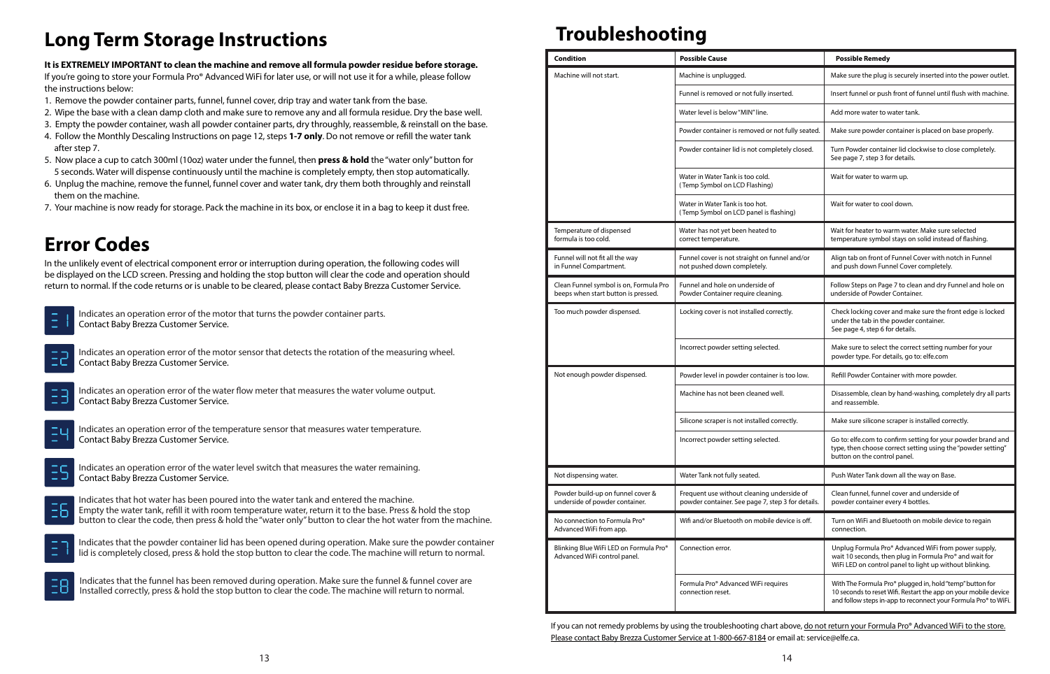## Long Term Storage Instructions

**It is EXTREMELY IMPORTANT to clean the machine and remove all formula powder residue before storage.**
If you're going to store your Formula Pro® Advanced WiFi for later use, or will not use it for a while, please follow the instructions below:

1. Remove the powder container parts, funnel, funnel cover, drip tray and water tank from the base.
2. Wipe the base with a clean damp cloth and make sure to remove any and all formula residue. Dry the base well.
3. Empty the powder container, wash all powder container parts, dry throughly, reassemble, & reinstall on the base.
4. Follow the Monthly Descaling Instructions on page 12, steps **1-7 only**. Do not remove or refill the water tank after step 7.
5. Now place a cup to catch 300ml (10oz) water under the funnel, then **press & hold** the "water only" button for 5 seconds. Water will dispense continuously until the machine is completely empty, then stop automatically.
6. Unplug the machine, remove the funnel, funnel cover and water tank, dry them both throughly and reinstall them on the machine.
7. Your machine is now ready for storage. Pack the machine in its box, or enclose it in a bag to keep it dust free.

## Error Codes

In the unlikely event of electrical component error or interruption during operation, the following codes will be displayed on the LCD screen. Pressing and holding the stop button will clear the code and operation should return to normal. If the code returns or is unable to be cleared, please contact Baby Brezza Customer Service.

E1 — Indicates an operation error of the motor that turns the powder container parts. Contact Baby Brezza Customer Service.

E2 — Indicates an operation error of the motor sensor that detects the rotation of the measuring wheel. Contact Baby Brezza Customer Service.

E3 — Indicates an operation error of the water flow meter that measures the water volume output. Contact Baby Brezza Customer Service.

E4 — Indicates an operation error of the temperature sensor that measures water temperature. Contact Baby Brezza Customer Service.

E5 — Indicates an operation error of the water level switch that measures the water remaining. Contact Baby Brezza Customer Service.

E6 — Indicates that hot water has been poured into the water tank and entered the machine. Empty the water tank, refill it with room temperature water, return it to the base. Press & hold the stop button to clear the code, then press & hold the "water only" button to clear the hot water from the machine.

E7 — Indicates that the powder container lid has been opened during operation. Make sure the powder container lid is completely closed, press & hold the stop button to clear the code. The machine will return to normal.

E8 — Indicates that the funnel has been removed during operation. Make sure the funnel & funnel cover are Installed correctly, press & hold the stop button to clear the code. The machine will return to normal.

## Troubleshooting

| Condition | Possible Cause | Possible Remedy |
|---|---|---|
| Machine will not start. | Machine is unplugged. | Make sure the plug is securely inserted into the power outlet. |
| | Funnel is removed or not fully inserted. | Insert funnel or push front of funnel until flush with machine. |
| | Water level is below "MIN" line. | Add more water to water tank. |
| | Powder container is removed or not fully seated. | Make sure powder container is placed on base properly. |
| | Powder container lid is not completely closed. | Turn Powder container lid clockwise to close completely. See page 7, step 3 for details. |
| | Water in Water Tank is too cold. (Temp Symbol on LCD Flashing) | Wait for water to warm up. |
| | Water in Water Tank is too hot. (Temp Symbol on LCD panel is flashing) | Wait for water to cool down. |
| Temperature of dispensed formula is too cold. | Water has not yet been heated to correct temperature. | Wait for heater to warm water. Make sure selected temperature symbol stays on solid instead of flashing. |
| Funnel will not fit all the way in Funnel Compartment. | Funnel cover is not straight on funnel and/or not pushed down completely. | Align tab on front of Funnel Cover with notch in Funnel and push down Funnel Cover completely. |
| Clean Funnel symbol is on, Formula Pro beeps when start button is pressed. | Funnel and hole on underside of Powder Container require cleaning. | Follow Steps on Page 7 to clean and dry Funnel and hole on underside of Powder Container. |
| Too much powder dispensed. | Locking cover is not installed correctly. | Check locking cover and make sure the front edge is locked under the tab in the powder container. See page 4, step 6 for details. |
| | Incorrect powder setting selected. | Make sure to select the correct setting number for your powder type. For details, go to: elfe.com |
| Not enough powder dispensed. | Powder level in powder container is too low. | Refill Powder Container with more powder. |
| | Machine has not been cleaned well. | Disassemble, clean by hand-washing, completely dry all parts and reassemble. |
| | Silicone scraper is not installed correctly. | Make sure silicone scraper is installed correctly. |
| | Incorrect powder setting selected. | Go to: elfe.com to confirm setting for your powder brand and type, then choose correct setting using the "powder setting" button on the control panel. |
| Not dispensing water. | Water Tank not fully seated. | Push Water Tank down all the way on Base. |
| Powder build-up on funnel cover & underside of powder container. | Frequent use without cleaning underside of powder container. See page 7, step 3 for details. | Clean funnel, funnel cover and underside of powder container every 4 bottles. |
| No connection to Formula Pro® Advanced WiFi from app. | Wifi and/or Bluetooth on mobile device is off. | Turn on WiFi and Bluetooth on mobile device to regain connection. |
| Blinking Blue WiFi LED on Formula Pro® Advanced WiFi control panel. | Connection error. | Unplug Formula Pro® Advanced WiFi from power supply, wait 10 seconds, then plug in Formula Pro® and wait for WiFi LED on control panel to light up without blinking. |
| | Formula Pro® Advanced WiFi requires connection reset. | With The Formula Pro® plugged in, hold "temp" button for 10 seconds to reset Wifi. Restart the app on your mobile device and follow steps in-app to reconnect your Formula Pro® to WiFi. |

If you can not remedy problems by using the troubleshooting chart above, do not return your Formula Pro® Advanced WiFi to the store. Please contact Baby Brezza Customer Service at 1-800-667-8184 or email at: service@elfe.ca.